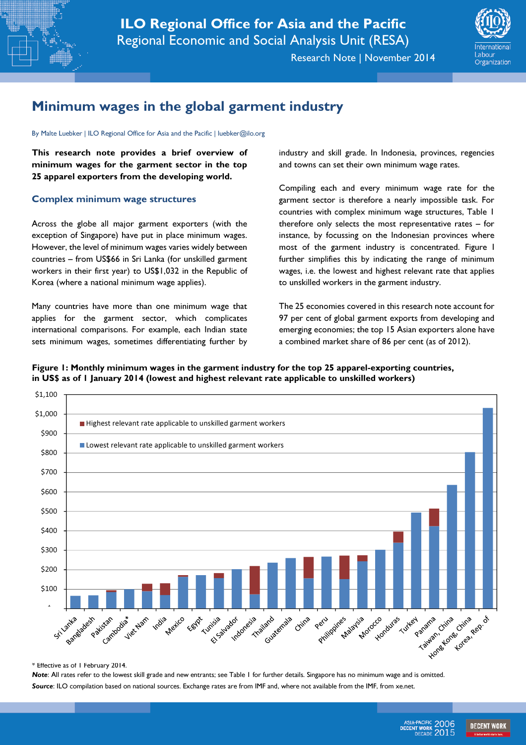ILO Regional Office for Asia and the Pacific

Regional Economic and Social Analysis Unit (RESA)

Research Note | November 2014

# Minimum wages in the global garment industry

By Malte Luebker | ILO Regional Office for Asia and the Pacific | luebker@ilo.org

**This research note provides a brief overview of minimum wages for the garment sector in the top 25 apparel exporters from the developing world.**

## Complex minimum wage structures

Across the globe all major garment exporters (with the exception of Singapore) have put in place minimum wages. However, the level of minimum wages varies widely between countries – from US$66 in Sri Lanka (for unskilled garment workers in their first year) to US$1,032 in the Republic of Korea (where a national minimum wage applies).

Many countries have more than one minimum wage that applies for the garment sector, which complicates international comparisons. For example, each Indian state sets minimum wages, sometimes differentiating further by industry and skill grade. In Indonesia, provinces, regencies and towns can set their own minimum wage rates.

Compiling each and every minimum wage rate for the garment sector is therefore a nearly impossible task. For countries with complex minimum wage structures, Table 1 therefore only selects the most representative rates – for instance, by focussing on the Indonesian provinces where most of the garment industry is concentrated. Figure 1 further simplifies this by indicating the range of minimum wages, i.e. the lowest and highest relevant rate that applies to unskilled workers in the garment industry.

The 25 economies covered in this research note account for 97 per cent of global garment exports from developing and emerging economies; the top 15 Asian exporters alone have a combined market share of 86 per cent (as of 2012).

**Figure 1: Monthly minimum wages in the garment industry for the top 25 apparel-exporting countries, in US$ as of 1 January 2014 (lowest and highest relevant rate applicable to unskilled workers)**

Highest relevant rate applicable to unskilled garment workers
Lowest relevant rate applicable to unskilled garment workers

$1,100
$1,000
$900
$800
$700
$600
$500
$400
$300
$200
$100
-

Sri Lanka, Bangladesh, Pakistan, Cambodia*, Viet Nam, India, Mexico, Egypt, Tunisia, El Salvador, Indonesia, Thailand, Guatemala, China, Peru, Philippines, Malaysia, Morocco, Honduras, Turkey, Panama, Taiwan, China, Hong Kong, China, Korea, Rep. of

\* Effective as of 1 February 2014.

*Note*: All rates refer to the lowest skill grade and new entrants; see Table 1 for further details. Singapore has no minimum wage and is omitted.

*Source*: ILO compilation based on national sources. Exchange rates are from IMF and, where not available from the IMF, from xe.net.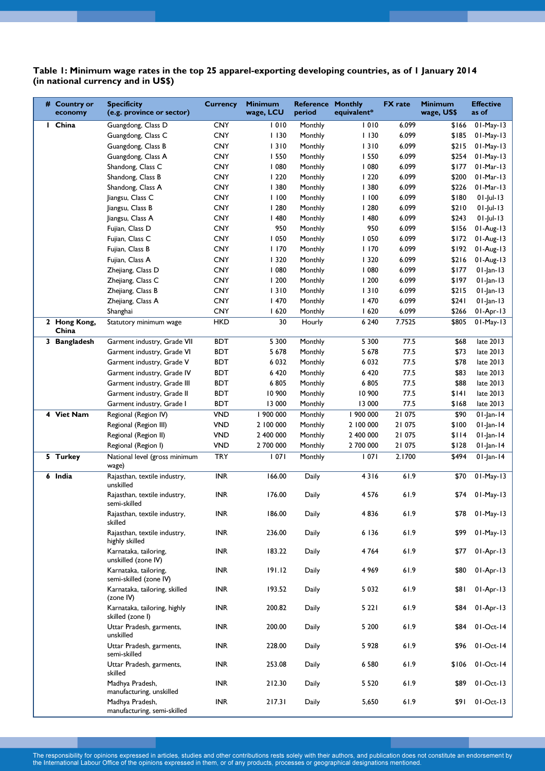**Table 1: Minimum wage rates in the top 25 apparel-exporting developing countries, as of 1 January 2014 (in national currency and in US$)**

| # | Country or economy | Specificity (e.g. province or sector) | Currency | Minimum wage, LCU | Reference period | Monthly equivalent* | FX rate | Minimum wage, US$ | Effective as of |
|---|---|---|---|---|---|---|---|---|---|
| 1 | China | Guangdong, Class D | CNY | 1 010 | Monthly | 1 010 | 6.099 | $166 | 01-May-13 |
| | | Guangdong, Class C | CNY | 1 130 | Monthly | 1 130 | 6.099 | $185 | 01-May-13 |
| | | Guangdong, Class B | CNY | 1 310 | Monthly | 1 310 | 6.099 | $215 | 01-May-13 |
| | | Guangdong, Class A | CNY | 1 550 | Monthly | 1 550 | 6.099 | $254 | 01-May-13 |
| | | Shandong, Class C | CNY | 1 080 | Monthly | 1 080 | 6.099 | $177 | 01-Mar-13 |
| | | Shandong, Class B | CNY | 1 220 | Monthly | 1 220 | 6.099 | $200 | 01-Mar-13 |
| | | Shandong, Class A | CNY | 1 380 | Monthly | 1 380 | 6.099 | $226 | 01-Mar-13 |
| | | Jiangsu, Class C | CNY | 1 100 | Monthly | 1 100 | 6.099 | $180 | 01-Jul-13 |
| | | Jiangsu, Class B | CNY | 1 280 | Monthly | 1 280 | 6.099 | $210 | 01-Jul-13 |
| | | Jiangsu, Class A | CNY | 1 480 | Monthly | 1 480 | 6.099 | $243 | 01-Jul-13 |
| | | Fujian, Class D | CNY | 950 | Monthly | 950 | 6.099 | $156 | 01-Aug-13 |
| | | Fujian, Class C | CNY | 1 050 | Monthly | 1 050 | 6.099 | $172 | 01-Aug-13 |
| | | Fujian, Class B | CNY | 1 170 | Monthly | 1 170 | 6.099 | $192 | 01-Aug-13 |
| | | Fujian, Class A | CNY | 1 320 | Monthly | 1 320 | 6.099 | $216 | 01-Aug-13 |
| | | Zhejiang, Class D | CNY | 1 080 | Monthly | 1 080 | 6.099 | $177 | 01-Jan-13 |
| | | Zhejiang, Class C | CNY | 1 200 | Monthly | 1 200 | 6.099 | $197 | 01-Jan-13 |
| | | Zhejiang, Class B | CNY | 1 310 | Monthly | 1 310 | 6.099 | $215 | 01-Jan-13 |
| | | Zhejiang, Class A | CNY | 1 470 | Monthly | 1 470 | 6.099 | $241 | 01-Jan-13 |
| | | Shanghai | CNY | 1 620 | Monthly | 1 620 | 6.099 | $266 | 01-Apr-13 |
| 2 | Hong Kong, China | Statutory minimum wage | HKD | 30 | Hourly | 6 240 | 7.7525 | $805 | 01-May-13 |
| 3 | Bangladesh | Garment industry, Grade VII | BDT | 5 300 | Monthly | 5 300 | 77.5 | $68 | late 2013 |
| | | Garment industry, Grade VI | BDT | 5 678 | Monthly | 5 678 | 77.5 | $73 | late 2013 |
| | | Garment industry, Grade V | BDT | 6 032 | Monthly | 6 032 | 77.5 | $78 | late 2013 |
| | | Garment industry, Grade IV | BDT | 6 420 | Monthly | 6 420 | 77.5 | $83 | late 2013 |
| | | Garment industry, Grade III | BDT | 6 805 | Monthly | 6 805 | 77.5 | $88 | late 2013 |
| | | Garment industry, Grade II | BDT | 10 900 | Monthly | 10 900 | 77.5 | $141 | late 2013 |
| | | Garment industry, Grade I | BDT | 13 000 | Monthly | 13 000 | 77.5 | $168 | late 2013 |
| 4 | Viet Nam | Regional (Region IV) | VND | 1 900 000 | Monthly | 1 900 000 | 21 075 | $90 | 01-Jan-14 |
| | | Regional (Region III) | VND | 2 100 000 | Monthly | 2 100 000 | 21 075 | $100 | 01-Jan-14 |
| | | Regional (Region II) | VND | 2 400 000 | Monthly | 2 400 000 | 21 075 | $114 | 01-Jan-14 |
| | | Regional (Region I) | VND | 2 700 000 | Monthly | 2 700 000 | 21 075 | $128 | 01-Jan-14 |
| 5 | Turkey | National level (gross minimum wage) | TRY | 1 071 | Monthly | 1 071 | 2.1700 | $494 | 01-Jan-14 |
| 6 | India | Rajasthan, textile industry, unskilled | INR | 166.00 | Daily | 4 316 | 61.9 | $70 | 01-May-13 |
| | | Rajasthan, textile industry, semi-skilled | INR | 176.00 | Daily | 4 576 | 61.9 | $74 | 01-May-13 |
| | | Rajasthan, textile industry, skilled | INR | 186.00 | Daily | 4 836 | 61.9 | $78 | 01-May-13 |
| | | Rajasthan, textile industry, highly skilled | INR | 236.00 | Daily | 6 136 | 61.9 | $99 | 01-May-13 |
| | | Karnataka, tailoring, unskilled (zone IV) | INR | 183.22 | Daily | 4 764 | 61.9 | $77 | 01-Apr-13 |
| | | Karnataka, tailoring, semi-skilled (zone IV) | INR | 191.12 | Daily | 4 969 | 61.9 | $80 | 01-Apr-13 |
| | | Karnataka, tailoring, skilled (zone IV) | INR | 193.52 | Daily | 5 032 | 61.9 | $81 | 01-Apr-13 |
| | | Karnataka, tailoring, highly skilled (zone I) | INR | 200.82 | Daily | 5 221 | 61.9 | $84 | 01-Apr-13 |
| | | Uttar Pradesh, garments, unskilled | INR | 200.00 | Daily | 5 200 | 61.9 | $84 | 01-Oct-14 |
| | | Uttar Pradesh, garments, semi-skilled | INR | 228.00 | Daily | 5 928 | 61.9 | $96 | 01-Oct-14 |
| | | Uttar Pradesh, garments, skilled | INR | 253.08 | Daily | 6 580 | 61.9 | $106 | 01-Oct-14 |
| | | Madhya Pradesh, manufacturing, unskilled | INR | 212.30 | Daily | 5 520 | 61.9 | $89 | 01-Oct-13 |
| | | Madhya Pradesh, manufacturing, semi-skilled | INR | 217.31 | Daily | 5,650 | 61.9 | $91 | 01-Oct-13 |

The responsibility for opinions expressed in articles, studies and other contributions rests solely with their authors, and publication does not constitute an endorsement by the International Labour Office of the opinions expressed in them, or of any products, processes or geographical designations mentioned.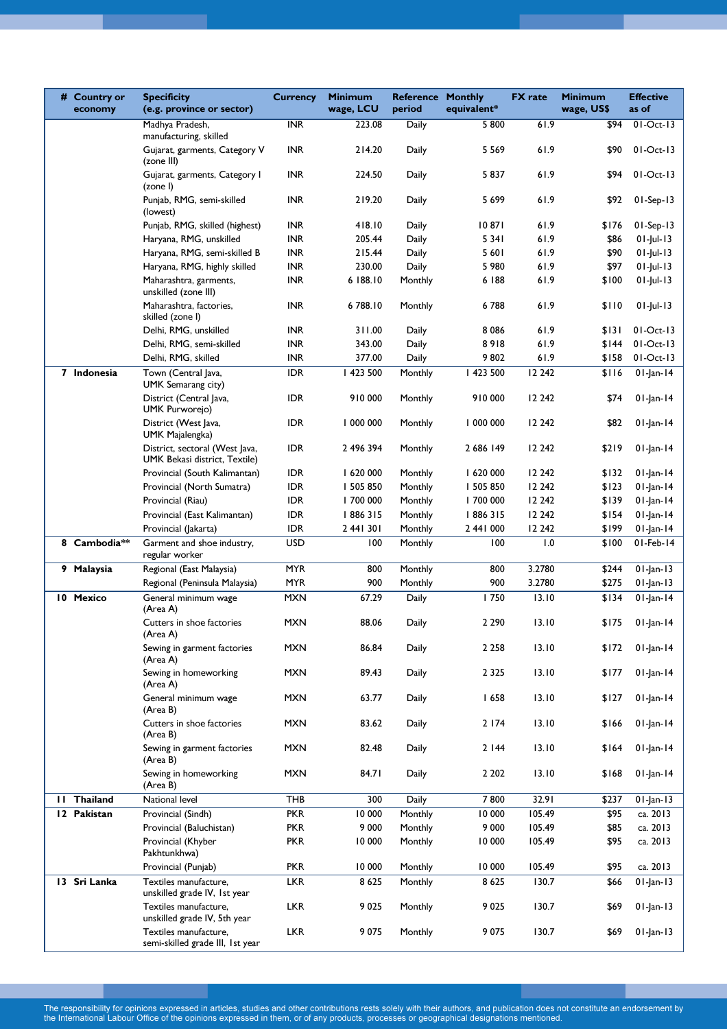| # | Country or economy | Specificity (e.g. province or sector) | Currency | Minimum wage, LCU | Reference period | Monthly equivalent* | FX rate | Minimum wage, US$ | Effective as of |
|---|---|---|---|---|---|---|---|---|---|
| | | Madhya Pradesh, manufacturing, skilled | INR | 223.08 | Daily | 5 800 | 61.9 | $94 | 01-Oct-13 |
| | | Gujarat, garments, Category V (zone III) | INR | 214.20 | Daily | 5 569 | 61.9 | $90 | 01-Oct-13 |
| | | Gujarat, garments, Category I (zone I) | INR | 224.50 | Daily | 5 837 | 61.9 | $94 | 01-Oct-13 |
| | | Punjab, RMG, semi-skilled (lowest) | INR | 219.20 | Daily | 5 699 | 61.9 | $92 | 01-Sep-13 |
| | | Punjab, RMG, skilled (highest) | INR | 418.10 | Daily | 10 871 | 61.9 | $176 | 01-Sep-13 |
| | | Haryana, RMG, unskilled | INR | 205.44 | Daily | 5 341 | 61.9 | $86 | 01-Jul-13 |
| | | Haryana, RMG, semi-skilled B | INR | 215.44 | Daily | 5 601 | 61.9 | $90 | 01-Jul-13 |
| | | Haryana, RMG, highly skilled | INR | 230.00 | Daily | 5 980 | 61.9 | $97 | 01-Jul-13 |
| | | Maharashtra, garments, unskilled (zone III) | INR | 6 188.10 | Monthly | 6 188 | 61.9 | $100 | 01-Jul-13 |
| | | Maharashtra, factories, skilled (zone I) | INR | 6 788.10 | Monthly | 6 788 | 61.9 | $110 | 01-Jul-13 |
| | | Delhi, RMG, unskilled | INR | 311.00 | Daily | 8 086 | 61.9 | $131 | 01-Oct-13 |
| | | Delhi, RMG, semi-skilled | INR | 343.00 | Daily | 8 918 | 61.9 | $144 | 01-Oct-13 |
| | | Delhi, RMG, skilled | INR | 377.00 | Daily | 9 802 | 61.9 | $158 | 01-Oct-13 |
| 7 | **Indonesia** | Town (Central Java, UMK Semarang city) | IDR | 1 423 500 | Monthly | 1 423 500 | 12 242 | $116 | 01-Jan-14 |
| | | District (Central Java, UMK Purworejo) | IDR | 910 000 | Monthly | 910 000 | 12 242 | $74 | 01-Jan-14 |
| | | District (West Java, UMK Majalengka) | IDR | 1 000 000 | Monthly | 1 000 000 | 12 242 | $82 | 01-Jan-14 |
| | | District, sectoral (West Java, UMK Bekasi district, Textile) | IDR | 2 496 394 | Monthly | 2 686 149 | 12 242 | $219 | 01-Jan-14 |
| | | Provincial (South Kalimantan) | IDR | 1 620 000 | Monthly | 1 620 000 | 12 242 | $132 | 01-Jan-14 |
| | | Provincial (North Sumatra) | IDR | 1 505 850 | Monthly | 1 505 850 | 12 242 | $123 | 01-Jan-14 |
| | | Provincial (Riau) | IDR | 1 700 000 | Monthly | 1 700 000 | 12 242 | $139 | 01-Jan-14 |
| | | Provincial (East Kalimantan) | IDR | 1 886 315 | Monthly | 1 886 315 | 12 242 | $154 | 01-Jan-14 |
| | | Provincial (Jakarta) | IDR | 2 441 301 | Monthly | 2 441 000 | 12 242 | $199 | 01-Jan-14 |
| 8 | **Cambodia**** | Garment and shoe industry, regular worker | USD | 100 | Monthly | 100 | 1.0 | $100 | 01-Feb-14 |
| 9 | **Malaysia** | Regional (East Malaysia) | MYR | 800 | Monthly | 800 | 3.2780 | $244 | 01-Jan-13 |
| | | Regional (Peninsula Malaysia) | MYR | 900 | Monthly | 900 | 3.2780 | $275 | 01-Jan-13 |
| 10 | **Mexico** | General minimum wage (Area A) | MXN | 67.29 | Daily | 1 750 | 13.10 | $134 | 01-Jan-14 |
| | | Cutters in shoe factories (Area A) | MXN | 88.06 | Daily | 2 290 | 13.10 | $175 | 01-Jan-14 |
| | | Sewing in garment factories (Area A) | MXN | 86.84 | Daily | 2 258 | 13.10 | $172 | 01-Jan-14 |
| | | Sewing in homeworking (Area A) | MXN | 89.43 | Daily | 2 325 | 13.10 | $177 | 01-Jan-14 |
| | | General minimum wage (Area B) | MXN | 63.77 | Daily | 1 658 | 13.10 | $127 | 01-Jan-14 |
| | | Cutters in shoe factories (Area B) | MXN | 83.62 | Daily | 2 174 | 13.10 | $166 | 01-Jan-14 |
| | | Sewing in garment factories (Area B) | MXN | 82.48 | Daily | 2 144 | 13.10 | $164 | 01-Jan-14 |
| | | Sewing in homeworking (Area B) | MXN | 84.71 | Daily | 2 202 | 13.10 | $168 | 01-Jan-14 |
| 11 | **Thailand** | National level | THB | 300 | Daily | 7 800 | 32.91 | $237 | 01-Jan-13 |
| 12 | **Pakistan** | Provincial (Sindh) | PKR | 10 000 | Monthly | 10 000 | 105.49 | $95 | ca. 2013 |
| | | Provincial (Baluchistan) | PKR | 9 000 | Monthly | 9 000 | 105.49 | $85 | ca. 2013 |
| | | Provincial (Khyber Pakhtunkhwa) | PKR | 10 000 | Monthly | 10 000 | 105.49 | $95 | ca. 2013 |
| | | Provincial (Punjab) | PKR | 10 000 | Monthly | 10 000 | 105.49 | $95 | ca. 2013 |
| 13 | **Sri Lanka** | Textiles manufacture, unskilled grade IV, 1st year | LKR | 8 625 | Monthly | 8 625 | 130.7 | $66 | 01-Jan-13 |
| | | Textiles manufacture, unskilled grade IV, 5th year | LKR | 9 025 | Monthly | 9 025 | 130.7 | $69 | 01-Jan-13 |
| | | Textiles manufacture, semi-skilled grade III, 1st year | LKR | 9 075 | Monthly | 9 075 | 130.7 | $69 | 01-Jan-13 |

The responsibility for opinions expressed in articles, studies and other contributions rests solely with their authors, and publication does not constitute an endorsement by the International Labour Office of the opinions expressed in them, or of any products, processes or geographical designations mentioned.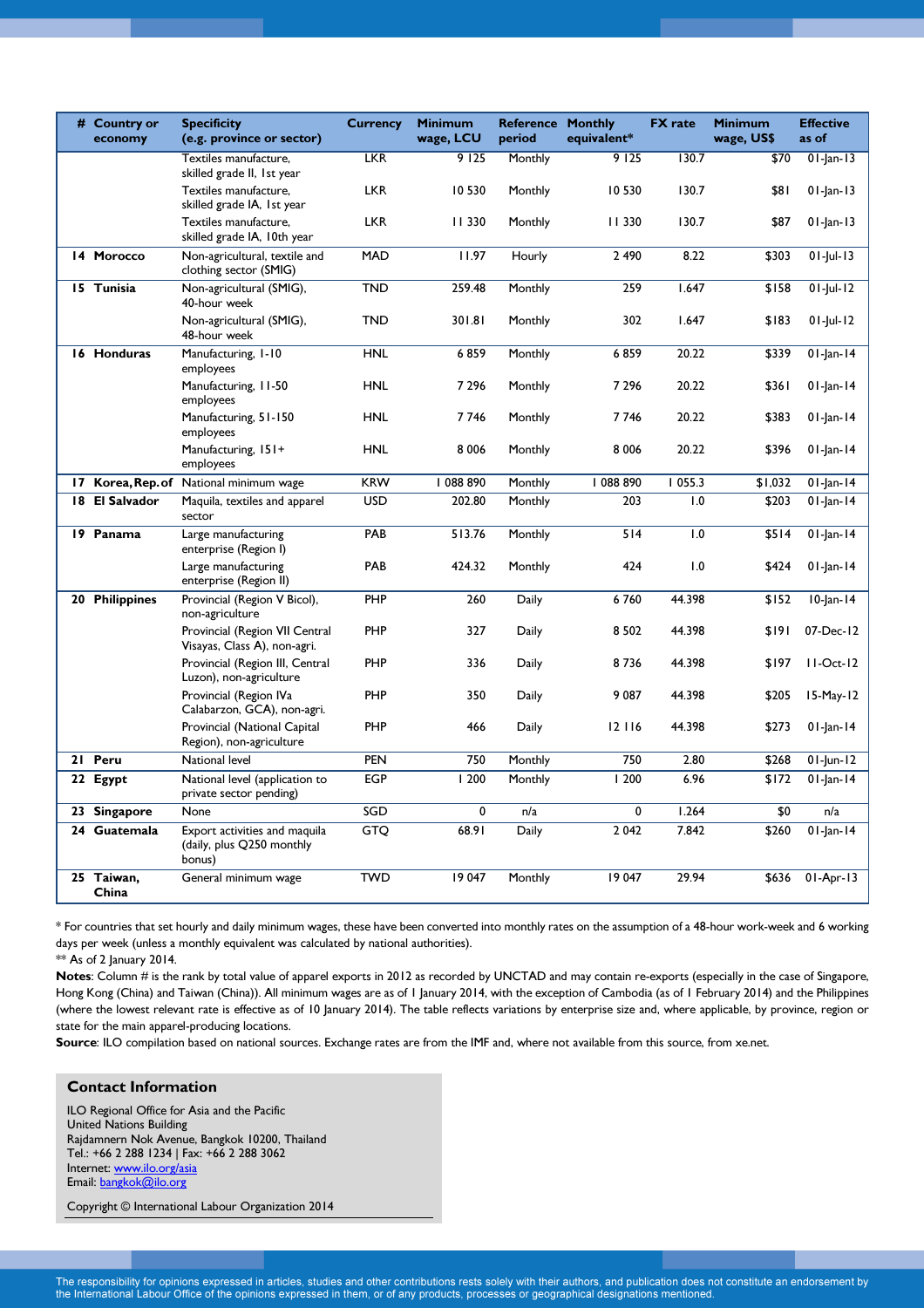| # | Country or economy | Specificity (e.g. province or sector) | Currency | Minimum wage, LCU | Reference period | Monthly equivalent* | FX rate | Minimum wage, US$ | Effective as of |
|---|---|---|---|---|---|---|---|---|---|
| | | Textiles manufacture, skilled grade II, 1st year | LKR | 9 125 | Monthly | 9 125 | 130.7 | $70 | 01-Jan-13 |
| | | Textiles manufacture, skilled grade IA, 1st year | LKR | 10 530 | Monthly | 10 530 | 130.7 | $81 | 01-Jan-13 |
| | | Textiles manufacture, skilled grade IA, 10th year | LKR | 11 330 | Monthly | 11 330 | 130.7 | $87 | 01-Jan-13 |
| 14 | Morocco | Non-agricultural, textile and clothing sector (SMIG) | MAD | 11.97 | Hourly | 2 490 | 8.22 | $303 | 01-Jul-13 |
| 15 | Tunisia | Non-agricultural (SMIG), 40-hour week | TND | 259.48 | Monthly | 259 | 1.647 | $158 | 01-Jul-12 |
| | | Non-agricultural (SMIG), 48-hour week | TND | 301.81 | Monthly | 302 | 1.647 | $183 | 01-Jul-12 |
| 16 | Honduras | Manufacturing, 1-10 employees | HNL | 6 859 | Monthly | 6 859 | 20.22 | $339 | 01-Jan-14 |
| | | Manufacturing, 11-50 employees | HNL | 7 296 | Monthly | 7 296 | 20.22 | $361 | 01-Jan-14 |
| | | Manufacturing, 51-150 employees | HNL | 7 746 | Monthly | 7 746 | 20.22 | $383 | 01-Jan-14 |
| | | Manufacturing, 151+ employees | HNL | 8 006 | Monthly | 8 006 | 20.22 | $396 | 01-Jan-14 |
| 17 | Korea, Rep. of | National minimum wage | KRW | 1 088 890 | Monthly | 1 088 890 | 1 055.3 | $1,032 | 01-Jan-14 |
| 18 | El Salvador | Maquila, textiles and apparel sector | USD | 202.80 | Monthly | 203 | 1.0 | $203 | 01-Jan-14 |
| 19 | Panama | Large manufacturing enterprise (Region I) | PAB | 513.76 | Monthly | 514 | 1.0 | $514 | 01-Jan-14 |
| | | Large manufacturing enterprise (Region II) | PAB | 424.32 | Monthly | 424 | 1.0 | $424 | 01-Jan-14 |
| 20 | Philippines | Provincial (Region V Bicol), non-agriculture | PHP | 260 | Daily | 6 760 | 44.398 | $152 | 10-Jan-14 |
| | | Provincial (Region VII Central Visayas, Class A), non-agri. | PHP | 327 | Daily | 8 502 | 44.398 | $191 | 07-Dec-12 |
| | | Provincial (Region III, Central Luzon), non-agriculture | PHP | 336 | Daily | 8 736 | 44.398 | $197 | 11-Oct-12 |
| | | Provincial (Region IVa Calabarzon, GCA), non-agri. | PHP | 350 | Daily | 9 087 | 44.398 | $205 | 15-May-12 |
| | | Provincial (National Capital Region), non-agriculture | PHP | 466 | Daily | 12 116 | 44.398 | $273 | 01-Jan-14 |
| 21 | Peru | National level | PEN | 750 | Monthly | 750 | 2.80 | $268 | 01-Jun-12 |
| 22 | Egypt | National level (application to private sector pending) | EGP | 1 200 | Monthly | 1 200 | 6.96 | $172 | 01-Jan-14 |
| 23 | Singapore | None | SGD | 0 | n/a | 0 | 1.264 | $0 | n/a |
| 24 | Guatemala | Export activities and maquila (daily, plus Q250 monthly bonus) | GTQ | 68.91 | Daily | 2 042 | 7.842 | $260 | 01-Jan-14 |
| 25 | Taiwan, China | General minimum wage | TWD | 19 047 | Monthly | 19 047 | 29.94 | $636 | 01-Apr-13 |

* For countries that set hourly and daily minimum wages, these have been converted into monthly rates on the assumption of a 48-hour work-week and 6 working days per week (unless a monthly equivalent was calculated by national authorities).

** As of 2 January 2014.

**Notes**: Column # is the rank by total value of apparel exports in 2012 as recorded by UNCTAD and may contain re-exports (especially in the case of Singapore, Hong Kong (China) and Taiwan (China)). All minimum wages are as of 1 January 2014, with the exception of Cambodia (as of 1 February 2014) and the Philippines (where the lowest relevant rate is effective as of 10 January 2014). The table reflects variations by enterprise size and, where applicable, by province, region or state for the main apparel-producing locations.

**Source**: ILO compilation based on national sources. Exchange rates are from the IMF and, where not available from this source, from xe.net.

## Contact Information

ILO Regional Office for Asia and the Pacific
United Nations Building
Rajdamnern Nok Avenue, Bangkok 10200, Thailand
Tel.: +66 2 288 1234 | Fax: +66 2 288 3062
Internet: www.ilo.org/asia
Email: bangkok@ilo.org

Copyright © International Labour Organization 2014

The responsibility for opinions expressed in articles, studies and other contributions rests solely with their authors, and publication does not constitute an endorsement by the International Labour Office of the opinions expressed in them, or of any products, processes or geographical designations mentioned.